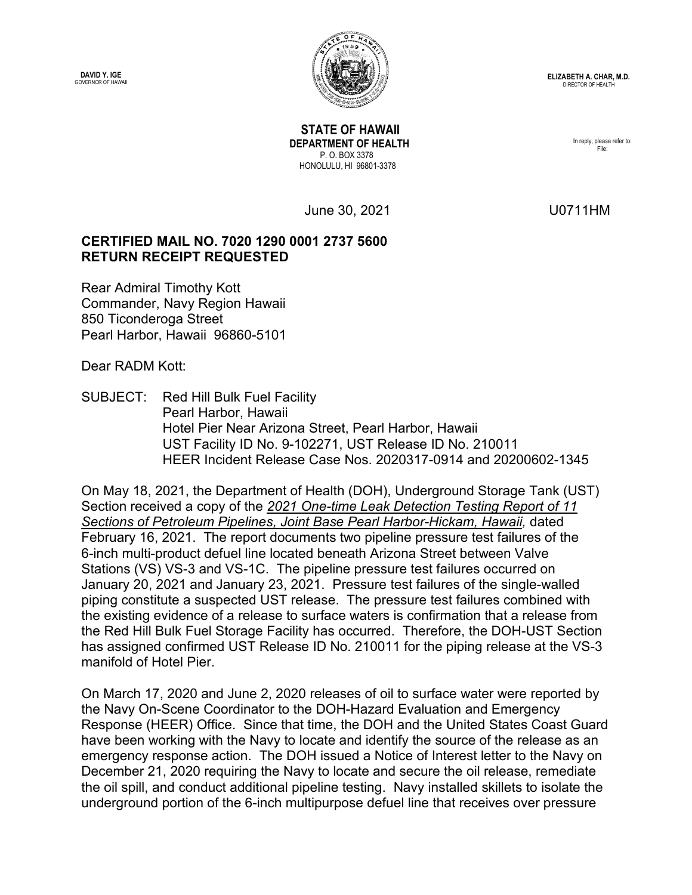**DAVID Y. IGE**
GOVERNOR OF HAWAII

**ELIZABETH A. CHAR, M.D.**
DIRECTOR OF HEALTH

**STATE OF HAWAII**
**DEPARTMENT OF HEALTH**
P. O. BOX 3378
HONOLULU, HI 96801-3378

In reply, please refer to:
File:

June 30, 2021

U0711HM

**CERTIFIED MAIL NO. 7020 1290 0001 2737 5600**
**RETURN RECEIPT REQUESTED**

Rear Admiral Timothy Kott
Commander, Navy Region Hawaii
850 Ticonderoga Street
Pearl Harbor, Hawaii 96860-5101

Dear RADM Kott:

SUBJECT: Red Hill Bulk Fuel Facility
Pearl Harbor, Hawaii
Hotel Pier Near Arizona Street, Pearl Harbor, Hawaii
UST Facility ID No. 9-102271, UST Release ID No. 210011
HEER Incident Release Case Nos. 2020317-0914 and 20200602-1345

On May 18, 2021, the Department of Health (DOH), Underground Storage Tank (UST) Section received a copy of the *2021 One-time Leak Detection Testing Report of 11 Sections of Petroleum Pipelines, Joint Base Pearl Harbor-Hickam, Hawaii,* dated February 16, 2021. The report documents two pipeline pressure test failures of the 6-inch multi-product defuel line located beneath Arizona Street between Valve Stations (VS) VS-3 and VS-1C. The pipeline pressure test failures occurred on January 20, 2021 and January 23, 2021. Pressure test failures of the single-walled piping constitute a suspected UST release. The pressure test failures combined with the existing evidence of a release to surface waters is confirmation that a release from the Red Hill Bulk Fuel Storage Facility has occurred. Therefore, the DOH-UST Section has assigned confirmed UST Release ID No. 210011 for the piping release at the VS-3 manifold of Hotel Pier.

On March 17, 2020 and June 2, 2020 releases of oil to surface water were reported by the Navy On-Scene Coordinator to the DOH-Hazard Evaluation and Emergency Response (HEER) Office. Since that time, the DOH and the United States Coast Guard have been working with the Navy to locate and identify the source of the release as an emergency response action. The DOH issued a Notice of Interest letter to the Navy on December 21, 2020 requiring the Navy to locate and secure the oil release, remediate the oil spill, and conduct additional pipeline testing. Navy installed skillets to isolate the underground portion of the 6-inch multipurpose defuel line that receives over pressure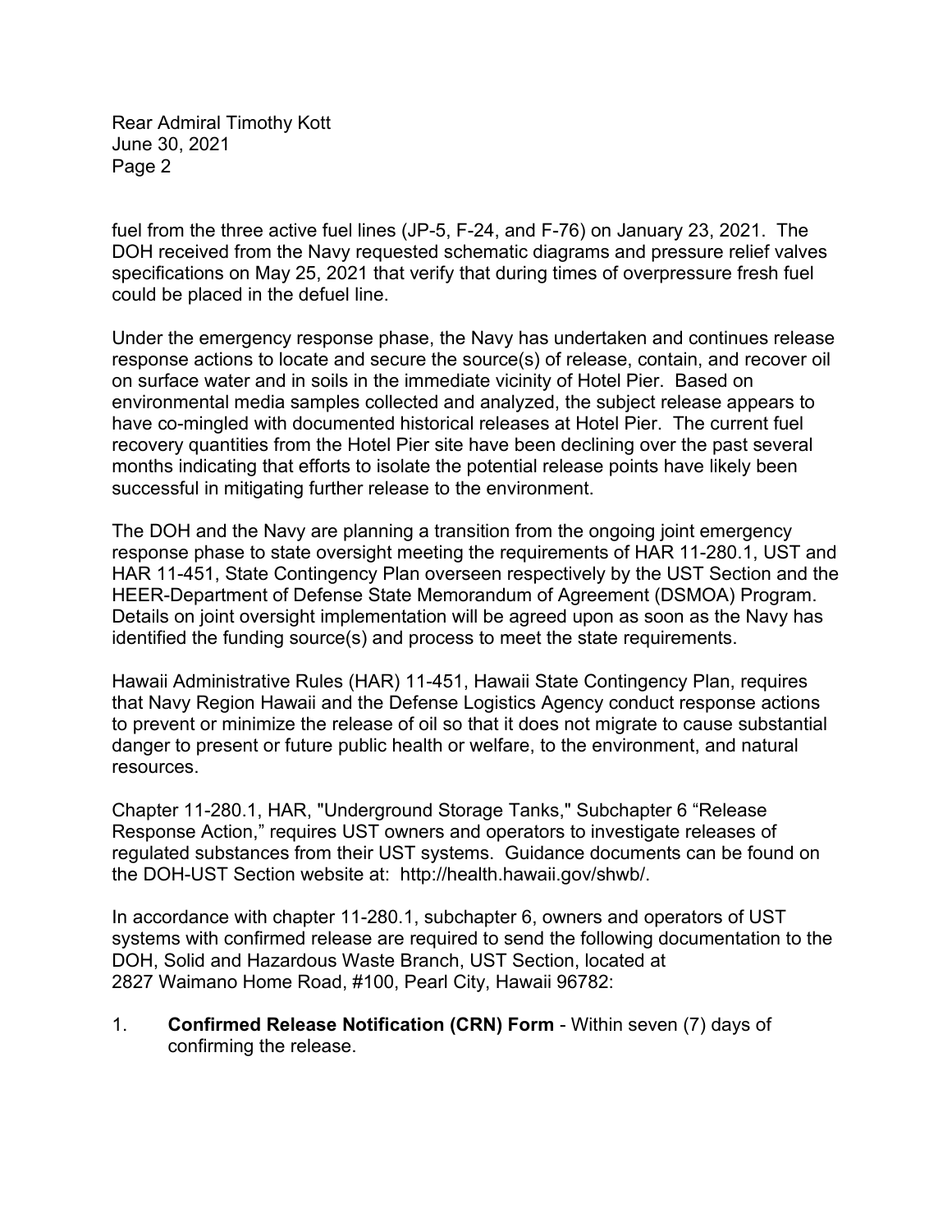fuel from the three active fuel lines (JP-5, F-24, and F-76) on January 23, 2021. The DOH received from the Navy requested schematic diagrams and pressure relief valves specifications on May 25, 2021 that verify that during times of overpressure fresh fuel could be placed in the defuel line.

Under the emergency response phase, the Navy has undertaken and continues release response actions to locate and secure the source(s) of release, contain, and recover oil on surface water and in soils in the immediate vicinity of Hotel Pier. Based on environmental media samples collected and analyzed, the subject release appears to have co-mingled with documented historical releases at Hotel Pier. The current fuel recovery quantities from the Hotel Pier site have been declining over the past several months indicating that efforts to isolate the potential release points have likely been successful in mitigating further release to the environment.

The DOH and the Navy are planning a transition from the ongoing joint emergency response phase to state oversight meeting the requirements of HAR 11-280.1, UST and HAR 11-451, State Contingency Plan overseen respectively by the UST Section and the HEER-Department of Defense State Memorandum of Agreement (DSMOA) Program. Details on joint oversight implementation will be agreed upon as soon as the Navy has identified the funding source(s) and process to meet the state requirements.

Hawaii Administrative Rules (HAR) 11-451, Hawaii State Contingency Plan, requires that Navy Region Hawaii and the Defense Logistics Agency conduct response actions to prevent or minimize the release of oil so that it does not migrate to cause substantial danger to present or future public health or welfare, to the environment, and natural resources.

Chapter 11-280.1, HAR, "Underground Storage Tanks," Subchapter 6 "Release Response Action," requires UST owners and operators to investigate releases of regulated substances from their UST systems. Guidance documents can be found on the DOH-UST Section website at: http://health.hawaii.gov/shwb/.

In accordance with chapter 11-280.1, subchapter 6, owners and operators of UST systems with confirmed release are required to send the following documentation to the DOH, Solid and Hazardous Waste Branch, UST Section, located at 2827 Waimano Home Road, #100, Pearl City, Hawaii 96782:

1. **Confirmed Release Notification (CRN) Form** - Within seven (7) days of confirming the release.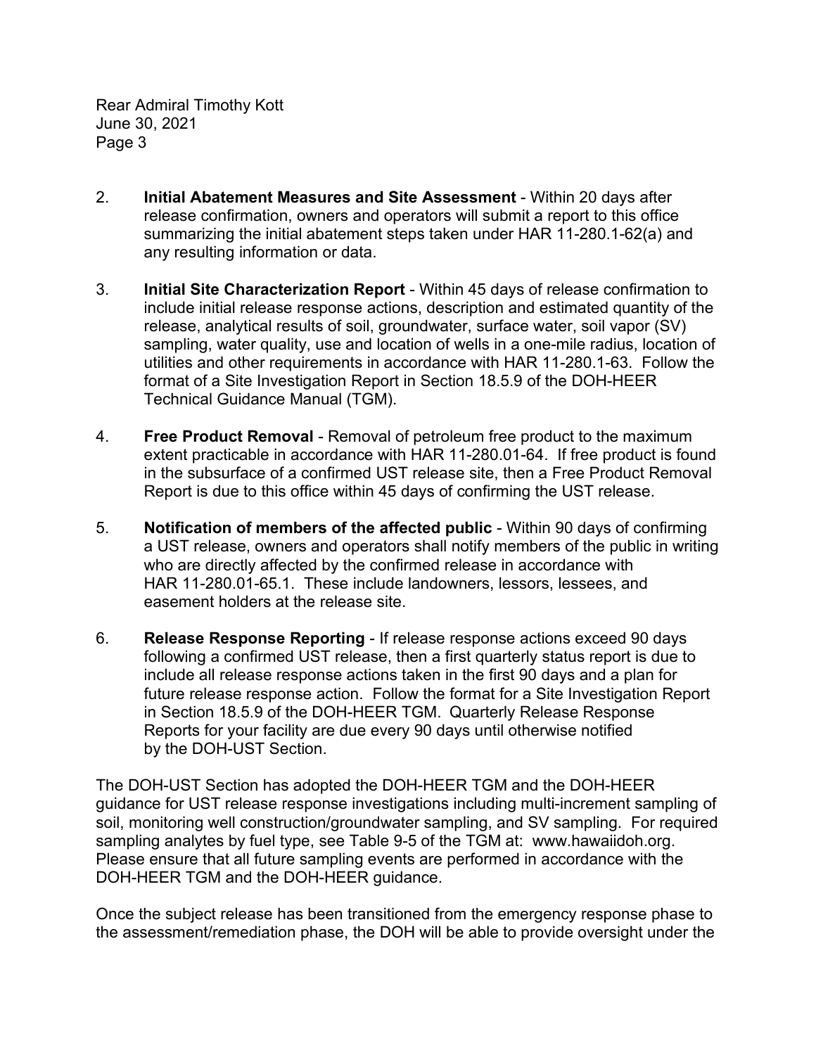2. **Initial Abatement Measures and Site Assessment** - Within 20 days after release confirmation, owners and operators will submit a report to this office summarizing the initial abatement steps taken under HAR 11-280.1-62(a) and any resulting information or data.

3. **Initial Site Characterization Report** - Within 45 days of release confirmation to include initial release response actions, description and estimated quantity of the release, analytical results of soil, groundwater, surface water, soil vapor (SV) sampling, water quality, use and location of wells in a one-mile radius, location of utilities and other requirements in accordance with HAR 11-280.1-63. Follow the format of a Site Investigation Report in Section 18.5.9 of the DOH-HEER Technical Guidance Manual (TGM).

4. **Free Product Removal** - Removal of petroleum free product to the maximum extent practicable in accordance with HAR 11-280.01-64. If free product is found in the subsurface of a confirmed UST release site, then a Free Product Removal Report is due to this office within 45 days of confirming the UST release.

5. **Notification of members of the affected public** - Within 90 days of confirming a UST release, owners and operators shall notify members of the public in writing who are directly affected by the confirmed release in accordance with HAR 11-280.01-65.1. These include landowners, lessors, lessees, and easement holders at the release site.

6. **Release Response Reporting** - If release response actions exceed 90 days following a confirmed UST release, then a first quarterly status report is due to include all release response actions taken in the first 90 days and a plan for future release response action. Follow the format for a Site Investigation Report in Section 18.5.9 of the DOH-HEER TGM. Quarterly Release Response Reports for your facility are due every 90 days until otherwise notified by the DOH-UST Section.

The DOH-UST Section has adopted the DOH-HEER TGM and the DOH-HEER guidance for UST release response investigations including multi-increment sampling of soil, monitoring well construction/groundwater sampling, and SV sampling. For required sampling analytes by fuel type, see Table 9-5 of the TGM at: www.hawaiidoh.org. Please ensure that all future sampling events are performed in accordance with the DOH-HEER TGM and the DOH-HEER guidance.

Once the subject release has been transitioned from the emergency response phase to the assessment/remediation phase, the DOH will be able to provide oversight under the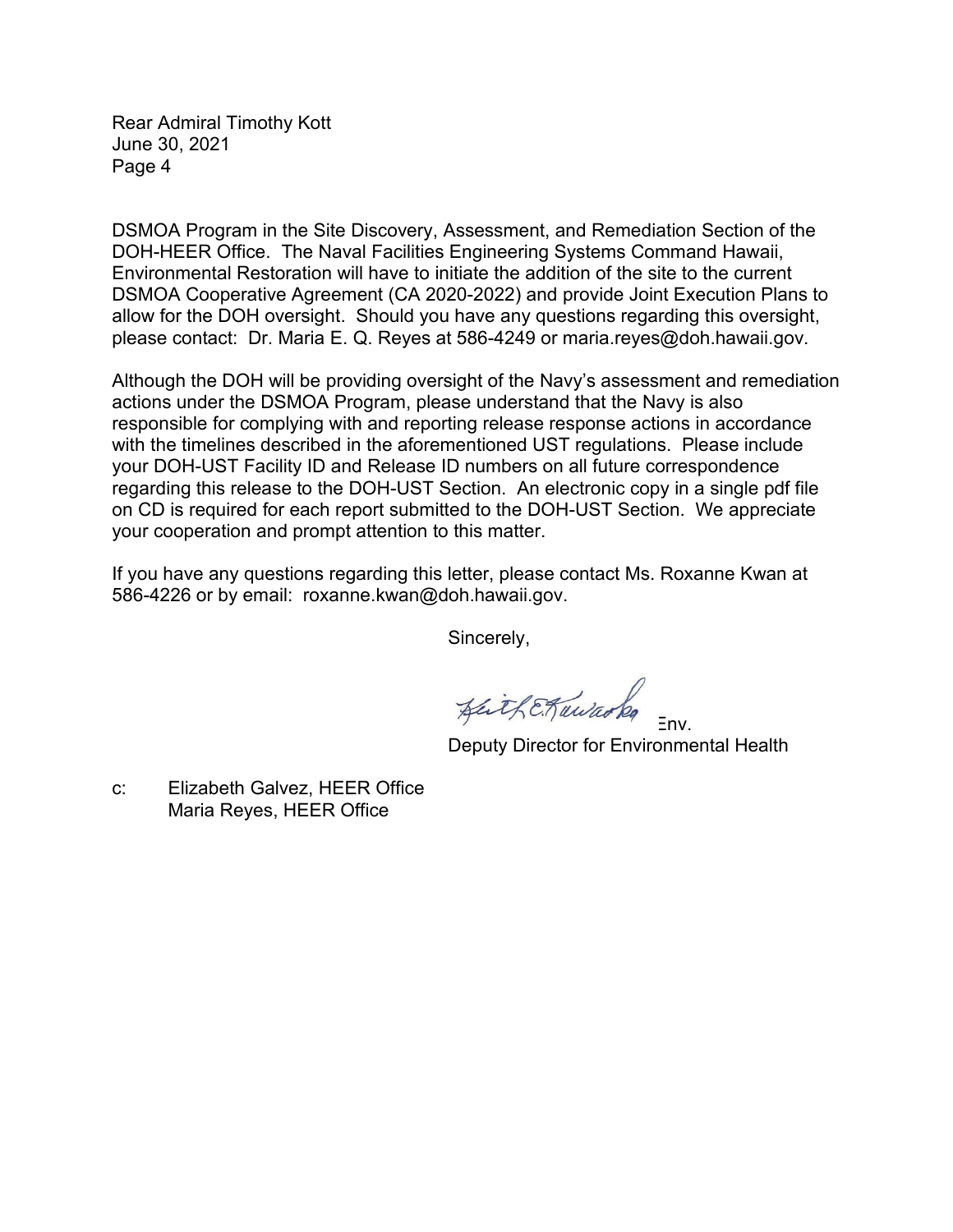Rear Admiral Timothy Kott
June 30, 2021

DSMOA Program in the Site Discovery, Assessment, and Remediation Section of the DOH-HEER Office. The Naval Facilities Engineering Systems Command Hawaii, Environmental Restoration will have to initiate the addition of the site to the current DSMOA Cooperative Agreement (CA 2020-2022) and provide Joint Execution Plans to allow for the DOH oversight. Should you have any questions regarding this oversight, please contact: Dr. Maria E. Q. Reyes at 586-4249 or maria.reyes@doh.hawaii.gov.

Although the DOH will be providing oversight of the Navy's assessment and remediation actions under the DSMOA Program, please understand that the Navy is also responsible for complying with and reporting release response actions in accordance with the timelines described in the aforementioned UST regulations. Please include your DOH-UST Facility ID and Release ID numbers on all future correspondence regarding this release to the DOH-UST Section. An electronic copy in a single pdf file on CD is required for each report submitted to the DOH-UST Section. We appreciate your cooperation and prompt attention to this matter.

If you have any questions regarding this letter, please contact Ms. Roxanne Kwan at 586-4226 or by email: roxanne.kwan@doh.hawaii.gov.

Sincerely,

Keith E. Kawaoka, D.Env.
Deputy Director for Environmental Health

c: Elizabeth Galvez, HEER Office
Maria Reyes, HEER Office